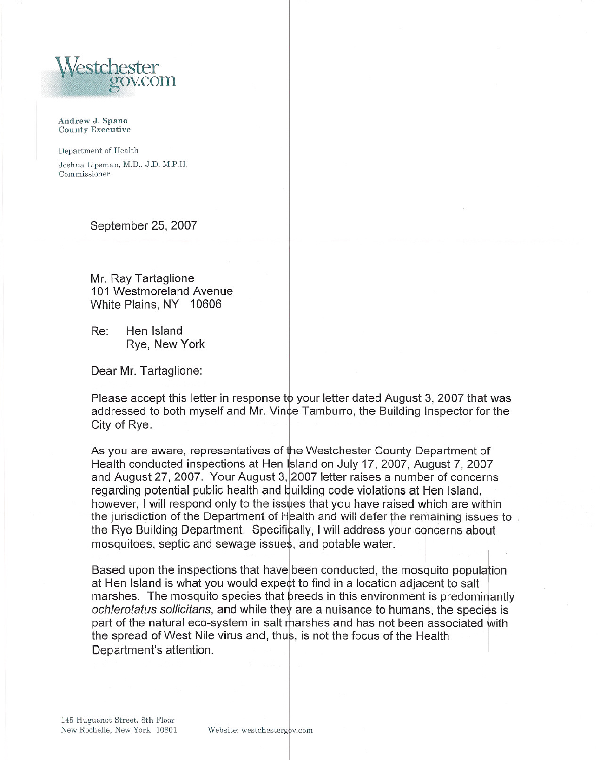Westchestergov.com

**Andrew J. Spano**
**County Executive**

Department of Health

Joshua Lipsman, M.D., J.D. M.P.H.
Commissioner

September 25, 2007

Mr. Ray Tartaglione
101 Westmoreland Avenue
White Plains, NY 10606

Re: Hen Island
Rye, New York

Dear Mr. Tartaglione:

Please accept this letter in response to your letter dated August 3, 2007 that was addressed to both myself and Mr. Vince Tamburro, the Building Inspector for the City of Rye.

As you are aware, representatives of the Westchester County Department of Health conducted inspections at Hen Island on July 17, 2007, August 7, 2007 and August 27, 2007. Your August 3, 2007 letter raises a number of concerns regarding potential public health and building code violations at Hen Island, however, I will respond only to the issues that you have raised which are within the jurisdiction of the Department of Health and will defer the remaining issues to the Rye Building Department. Specifically, I will address your concerns about mosquitoes, septic and sewage issues, and potable water.

Based upon the inspections that have been conducted, the mosquito population at Hen Island is what you would expect to find in a location adjacent to salt marshes. The mosquito species that breeds in this environment is predominantly *ochlerotatus sollicitans*, and while they are a nuisance to humans, the species is part of the natural eco-system in salt marshes and has not been associated with the spread of West Nile virus and, thus, is not the focus of the Health Department's attention.

145 Huguenot Street, 8th Floor
New Rochelle, New York 10801

Website: westchestergov.com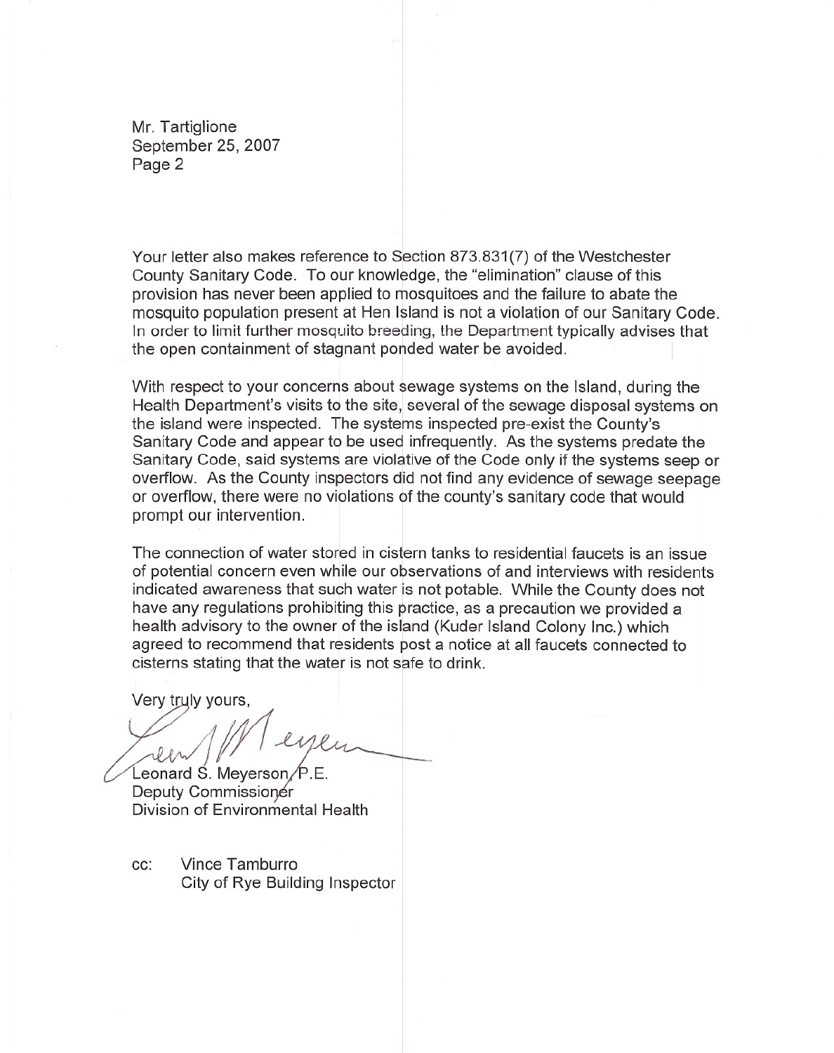Mr. Tartiglione
September 25, 2007

Your letter also makes reference to Section 873.831(7) of the Westchester County Sanitary Code. To our knowledge, the "elimination" clause of this provision has never been applied to mosquitoes and the failure to abate the mosquito population present at Hen Island is not a violation of our Sanitary Code. In order to limit further mosquito breeding, the Department typically advises that the open containment of stagnant ponded water be avoided.

With respect to your concerns about sewage systems on the Island, during the Health Department's visits to the site, several of the sewage disposal systems on the island were inspected. The systems inspected pre-exist the County's Sanitary Code and appear to be used infrequently. As the systems predate the Sanitary Code, said systems are violative of the Code only if the systems seep or overflow. As the County inspectors did not find any evidence of sewage seepage or overflow, there were no violations of the county's sanitary code that would prompt our intervention.

The connection of water stored in cistern tanks to residential faucets is an issue of potential concern even while our observations of and interviews with residents indicated awareness that such water is not potable. While the County does not have any regulations prohibiting this practice, as a precaution we provided a health advisory to the owner of the island (Kuder Island Colony Inc.) which agreed to recommend that residents post a notice at all faucets connected to cisterns stating that the water is not safe to drink.

Very truly yours,

Leonard S. Meyerson, P.E.
Deputy Commissioner
Division of Environmental Health

cc: Vince Tamburro
City of Rye Building Inspector